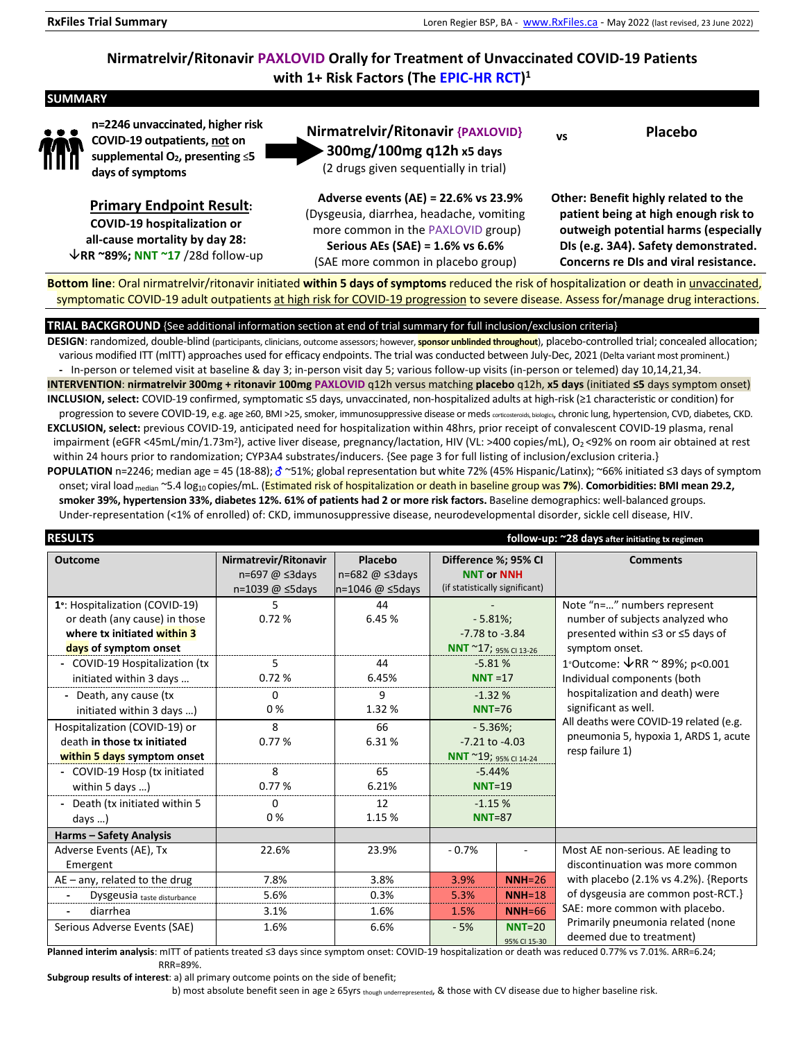**RxFiles Trial Summary** — Loren Regier BSP, BA - www.RxFiles.ca - May 2022 (last revised, 23 June 2022)

# Nirmatrelvir/Ritonavir PAXLOVID Orally for Treatment of Unvaccinated COVID-19 Patients with 1+ Risk Factors (The EPIC-HR RCT)[1]

## SUMMARY

**n=2246 unvaccinated, higher risk COVID-19 outpatients, not on supplemental $O_2$, presenting ≤5 days of symptoms**

**Nirmatrelvir/Ritonavir {PAXLOVID} 300mg/100mg q12h x5 days** (2 drugs given sequentially in trial) **vs** **Placebo**

**Primary Endpoint Result:**
**COVID-19 hospitalization or all-cause mortality by day 28:**
**↓RR ~89%; NNT ~17** /28d follow-up

**Adverse events (AE) = 22.6% vs 23.9%**
(Dysgeusia, diarrhea, headache, vomiting more common in the PAXLOVID group)
**Serious AEs (SAE) = 1.6% vs 6.6%**
(SAE more common in placebo group)

**Other: Benefit highly related to the patient being at high enough risk to outweigh potential harms (especially DIs (e.g. 3A4). Safety demonstrated. Concerns re DIs and viral resistance.**

**Bottom line**: Oral nirmatrelvir/ritonavir initiated **within 5 days of symptoms** reduced the risk of hospitalization or death in unvaccinated, symptomatic COVID-19 adult outpatients at high risk for COVID-19 progression to severe disease. Assess for/manage drug interactions.

## TRIAL BACKGROUND {See additional information section at end of trial summary for full inclusion/exclusion criteria}

**DESIGN**: randomized, double-blind (participants, clinicians, outcome assessors; however, **sponsor unblinded throughout**), placebo-controlled trial; concealed allocation; various modified ITT (mITT) approaches used for efficacy endpoints. The trial was conducted between July-Dec, 2021 (Delta variant most prominent.)
- In-person or telemed visit at baseline & day 3; in-person visit day 5; various follow-up visits (in-person or telemed) day 10,14,21,34.

**INTERVENTION**: **nirmatrelvir 300mg + ritonavir 100mg PAXLOVID** q12h versus matching **placebo** q12h, **x5 days** (initiated **≤5** days symptom onset)

**INCLUSION, select:** COVID-19 confirmed, symptomatic ≤5 days, unvaccinated, non-hospitalized adults at high-risk (≥1 characteristic or condition) for progression to severe COVID-19, e.g. age ≥60, BMI >25, smoker, immunosuppressive disease or meds corticosteroids, biologics, chronic lung, hypertension, CVD, diabetes, CKD.

**EXCLUSION, select:** previous COVID-19, anticipated need for hospitalization within 48hrs, prior receipt of convalescent COVID-19 plasma, renal impairment (eGFR <45mL/min/1.73m²), active liver disease, pregnancy/lactation, HIV (VL: >400 copies/mL), $O_2$ <92% on room air obtained at rest within 24 hours prior to randomization; CYP3A4 substrates/inducers. {See page 3 for full listing of inclusion/exclusion criteria.}

**POPULATION** n=2246; median age = 45 (18-88); ♂ ~51%; global representation but white 72% (45% Hispanic/Latinx); ~66% initiated ≤3 days of symptom onset; viral load median ~5.4 $log_{10}$ copies/mL. (Estimated risk of hospitalization or death in baseline group was **7%**). **Comorbidities: BMI mean 29.2, smoker 39%, hypertension 33%, diabetes 12%. 61% of patients had 2 or more risk factors.** Baseline demographics: well-balanced groups. Under-representation (<1% of enrolled) of: CKD, immunosuppressive disease, neurodevelopmental disorder, sickle cell disease, HIV.

## RESULTS

**follow-up: ~28 days** after initiating tx regimen

| Outcome | Nirmatrevir/Ritonavir n=697 @ ≤3days n=1039 @ ≤5days | Placebo n=682 @ ≤3days n=1046 @ ≤5days | Difference %; 95% CI | NNT or NNH (if statistically significant) | Comments |
|---|---|---|---|---|---|
| 1°: Hospitalization (COVID-19) or death (any cause) in those **where tx initiated within 3 days of symptom onset** | 5<br>0.72 % | 44<br>6.45 % | - 5.81%;<br>-7.78 to -3.84 | **NNT** ~17; 95% CI 13-26 | Note "n=…" numbers represent number of subjects analyzed who presented within ≤3 or ≤5 days of symptom onset.<br>1°Outcome: ↓RR ~ 89%; p<0.001<br>Individual components (both hospitalization and death) were significant as well.<br>All deaths were COVID-19 related (e.g. pneumonia 5, hypoxia 1, ARDS 1, acute resp failure 1) |
| - COVID-19 Hospitalization (tx initiated within 3 days … | 5<br>0.72 % | 44<br>6.45% | -5.81 % | **NNT** =17 | |
| - Death, any cause (tx initiated within 3 days …) | 0<br>0 % | 9<br>1.32 % | -1.32 % | **NNT**=76 | |
| Hospitalization (COVID-19) or death **in those tx initiated within 5 days** symptom onset | 8<br>0.77 % | 66<br>6.31 % | - 5.36%;<br>-7.21 to -4.03 | **NNT** ~19; 95% CI 14-24 | |
| - COVID-19 Hosp (tx initiated within 5 days …) | 8<br>0.77 % | 65<br>6.21% | -5.44% | **NNT**=19 | |
| - Death (tx initiated within 5 days …) | 0<br>0 % | 12<br>1.15 % | -1.15 % | **NNT**=87 | |
| **Harms – Safety Analysis** | | | | | |
| Adverse Events (AE), Tx Emergent | 22.6% | 23.9% | - 0.7% | - | Most AE non-serious. AE leading to discontinuation was more common with placebo (2.1% vs 4.2%). {Reports of dysgeusia are common post-RCT.}<br>SAE: more common with placebo. Primarily pneumonia related (none deemed due to treatment) |
| AE – any, related to the drug | 7.8% | 3.8% | 3.9% | **NNH**=26 | |
| - Dysgeusia taste disturbance | 5.6% | 0.3% | 5.3% | **NNH**=18 | |
| - diarrhea | 3.1% | 1.6% | 1.5% | **NNH**=66 | |
| Serious Adverse Events (SAE) | 1.6% | 6.6% | - 5% | **NNT**=20 95% CI 15-30 | |

**Planned interim analysis**: mITT of patients treated ≤3 days since symptom onset: COVID-19 hospitalization or death was reduced 0.77% vs 7.01%. ARR=6.24; RRR=89%.

**Subgroup results of interest**: a) all primary outcome points on the side of benefit;
b) most absolute benefit seen in age ≥ 65yrs though underrepresented, & those with CV disease due to higher baseline risk.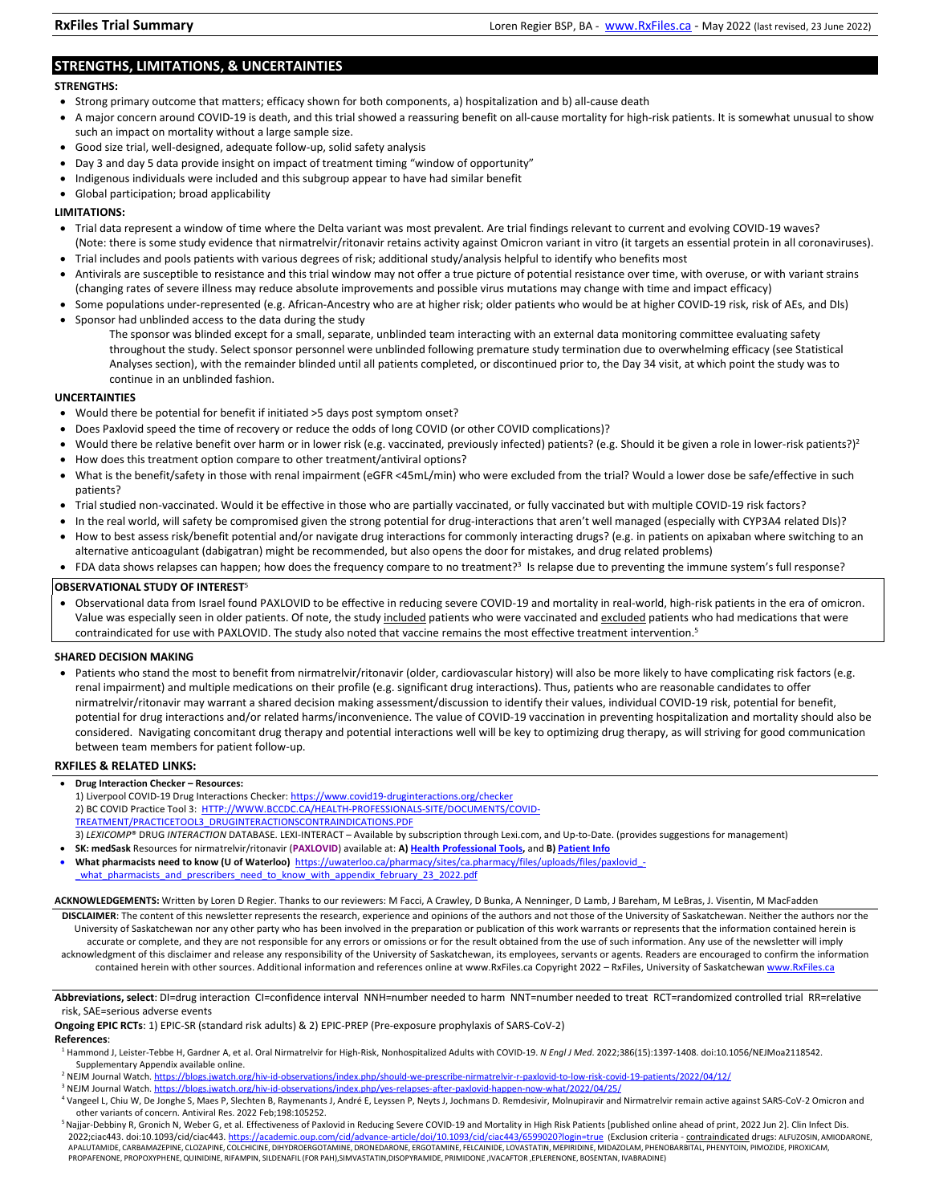## STRENGTHS, LIMITATIONS, & UNCERTAINTIES

**STRENGTHS:**

- Strong primary outcome that matters; efficacy shown for both components, a) hospitalization and b) all-cause death
- A major concern around COVID-19 is death, and this trial showed a reassuring benefit on all-cause mortality for high-risk patients. It is somewhat unusual to show such an impact on mortality without a large sample size.
- Good size trial, well-designed, adequate follow-up, solid safety analysis
- Day 3 and day 5 data provide insight on impact of treatment timing "window of opportunity"
- Indigenous individuals were included and this subgroup appear to have had similar benefit
- Global participation; broad applicability

**LIMITATIONS:**

- Trial data represent a window of time where the Delta variant was most prevalent. Are trial findings relevant to current and evolving COVID-19 waves? (Note: there is some study evidence that nirmatrelvir/ritonavir retains activity against Omicron variant in vitro (it targets an essential protein in all coronaviruses).
- Trial includes and pools patients with various degrees of risk; additional study/analysis helpful to identify who benefits most
- Antivirals are susceptible to resistance and this trial window may not offer a true picture of potential resistance over time, with overuse, or with variant strains (changing rates of severe illness may reduce absolute improvements and possible virus mutations may change with time and impact efficacy)
- Some populations under-represented (e.g. African-Ancestry who are at higher risk; older patients who would be at higher COVID-19 risk, risk of AEs, and DIs)
- Sponsor had unblinded access to the data during the study

  The sponsor was blinded except for a small, separate, unblinded team interacting with an external data monitoring committee evaluating safety throughout the study. Select sponsor personnel were unblinded following premature study termination due to overwhelming efficacy (see Statistical Analyses section), with the remainder blinded until all patients completed, or discontinued prior to, the Day 34 visit, at which point the study was to continue in an unblinded fashion.

**UNCERTAINTIES**

- Would there be potential for benefit if initiated >5 days post symptom onset?
- Does Paxlovid speed the time of recovery or reduce the odds of long COVID (or other COVID complications)?
- Would there be relative benefit over harm or in lower risk (e.g. vaccinated, previously infected) patients? (e.g. Should it be given a role in lower-risk patients?)[2]
- How does this treatment option compare to other treatment/antiviral options?
- What is the benefit/safety in those with renal impairment (eGFR <45mL/min) who were excluded from the trial? Would a lower dose be safe/effective in such patients?
- Trial studied non-vaccinated. Would it be effective in those who are partially vaccinated, or fully vaccinated but with multiple COVID-19 risk factors?
- In the real world, will safety be compromised given the strong potential for drug-interactions that aren't well managed (especially with CYP3A4 related DIs)?
- How to best assess risk/benefit potential and/or navigate drug interactions for commonly interacting drugs? (e.g. in patients on apixaban where switching to an alternative anticoagulant (dabigatran) might be recommended, but also opens the door for mistakes, and drug related problems)
- FDA data shows relapses can happen; how does the frequency compare to no treatment?[3] Is relapse due to preventing the immune system's full response?

**OBSERVATIONAL STUDY OF INTEREST**[5]

- Observational data from Israel found PAXLOVID to be effective in reducing severe COVID-19 and mortality in real-world, high-risk patients in the era of omicron. Value was especially seen in older patients. Of note, the study included patients who were vaccinated and excluded patients who had medications that were contraindicated for use with PAXLOVID. The study also noted that vaccine remains the most effective treatment intervention.[5]

**SHARED DECISION MAKING**

- Patients who stand the most to benefit from nirmatrelvir/ritonavir (older, cardiovascular history) will also be more likely to have complicating risk factors (e.g. renal impairment) and multiple medications on their profile (e.g. significant drug interactions). Thus, patients who are reasonable candidates to offer nirmatrelvir/ritonavir may warrant a shared decision making assessment/discussion to identify their values, individual COVID-19 risk, potential for benefit, potential for drug interactions and/or related harms/inconvenience. The value of COVID-19 vaccination in preventing hospitalization and mortality should also be considered. Navigating concomitant drug therapy and potential interactions well will be key to optimizing drug therapy, as will striving for good communication between team members for patient follow-up.

**RXFILES & RELATED LINKS:**

- **Drug Interaction Checker – Resources:**
  1) Liverpool COVID-19 Drug Interactions Checker: https://www.covid19-druginteractions.org/checker
  2) BC COVID Practice Tool 3: HTTP://WWW.BCCDC.CA/HEALTH-PROFESSIONALS-SITE/DOCUMENTS/COVID-TREATMENT/PRACTICETOOL3_DRUGINTERACTIONSCONTRAINDICATIONS.PDF
  3) *LEXICOMP®* DRUG *INTERACTION* DATABASE. LEXI-INTERACT – Available by subscription through Lexi.com, and Up-to-Date. (provides suggestions for management)
- **SK: medSask** Resources for nirmatrelvir/ritonavir (**PAXLOVID**) available at: **A) Health Professional Tools,** and **B) Patient Info**
- **What pharmacists need to know (U of Waterloo)** https://uwaterloo.ca/pharmacy/sites/ca.pharmacy/files/uploads/files/paxlovid_-_what_pharmacists_and_prescribers_need_to_know_with_appendix_february_23_2022.pdf

**ACKNOWLEDGEMENTS:** Written by Loren D Regier. Thanks to our reviewers: M Facci, A Crawley, D Bunka, A Nenninger, D Lamb, J Bareham, M LeBras, J. Visentin, M MacFadden

**DISCLAIMER**: The content of this newsletter represents the research, experience and opinions of the authors and not those of the University of Saskatchewan. Neither the authors nor the University of Saskatchewan nor any other party who has been involved in the preparation or publication of this work warrants or represents that the information contained herein is accurate or complete, and they are not responsible for any errors or omissions or for the result obtained from the use of such information. Any use of the newsletter will imply acknowledgment of this disclaimer and release any responsibility of the University of Saskatchewan, its employees, servants or agents. Readers are encouraged to confirm the information contained herein with other sources. Additional information and references online at www.RxFiles.ca Copyright 2022 – RxFiles, University of Saskatchewan www.RxFiles.ca

**Abbreviations, select**: DI=drug interaction CI=confidence interval NNH=number needed to harm NNT=number needed to treat RCT=randomized controlled trial RR=relative risk, SAE=serious adverse events

**Ongoing EPIC RCTs**: 1) EPIC-SR (standard risk adults) & 2) EPIC-PREP (Pre-exposure prophylaxis of SARS-CoV-2)

**References**:

[1] Hammond J, Leister-Tebbe H, Gardner A, et al. Oral Nirmatrelvir for High-Risk, Nonhospitalized Adults with COVID-19. *N Engl J Med*. 2022;386(15):1397-1408. doi:10.1056/NEJMoa2118542. Supplementary Appendix available online.

[2] NEJM Journal Watch. https://blogs.jwatch.org/hiv-id-observations/index.php/should-we-prescribe-nirmatrelvir-r-paxlovid-to-low-risk-covid-19-patients/2022/04/12/

[3] NEJM Journal Watch. https://blogs.jwatch.org/hiv-id-observations/index.php/yes-relapses-after-paxlovid-happen-now-what/2022/04/25/

[4] Vangeel L, Chiu W, De Jonghe S, Maes P, Slechten B, Raymenants J, André E, Leyssen P, Neyts J, Jochmans D. Remdesivir, Molnupiravir and Nirmatrelvir remain active against SARS-CoV-2 Omicron and other variants of concern. Antiviral Res. 2022 Feb;198:105252.

[5] Najjar-Debbiny R, Gronich N, Weber G, et al. Effectiveness of Paxlovid in Reducing Severe COVID-19 and Mortality in High Risk Patients [published online ahead of print, 2022 Jun 2]. Clin Infect Dis. 2022;ciac443. doi:10.1093/cid/ciac443. https://academic.oup.com/cid/advance-article/doi/10.1093/cid/ciac443/6599020?login=true (Exclusion criteria - contraindicated drugs: ALFUZOSIN, AMIODARONE, APALUTAMIDE, CARBAMAZEPINE, CLOZAPINE, COLCHICINE, DIHYDROERGOTAMINE, DRONEDARONE, ERGOTAMINE, FELCAINIDE, LOVASTATIN, MEPIRIDINE, MIDAZOLAM, PHENOBARBITAL, PHENYTOIN, PIMOZIDE, PIROXICAM, PROPAFENONE, PROPOXYPHENE, QUINIDINE, RIFAMPIN, SILDENAFIL (FOR PAH),SIMVASTATIN,DISOPYRAMIDE, PRIMIDONE ,IVACAFTOR ,EPLERENONE, BOSENTAN, IVABRADINE)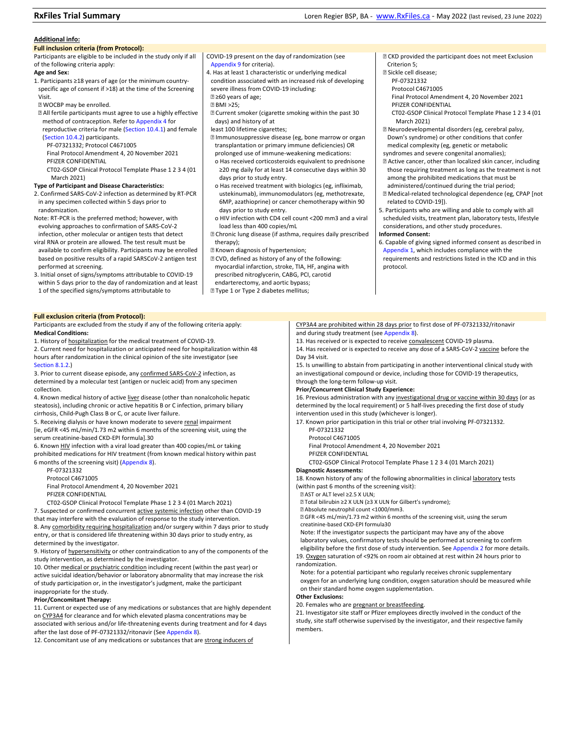## Additional info:

### Full inclusion criteria (from Protocol):

Participants are eligible to be included in the study only if all of the following criteria apply:

**Age and Sex:**

1. Participants ≥18 years of age (or the minimum country-specific age of consent if >18) at the time of the Screening Visit.
   - WOCBP may be enrolled.
   - All fertile participants must agree to use a highly effective method of contraception. Refer to Appendix 4 for reproductive criteria for male (Section 10.4.1) and female (Section 10.4.2) participants.

   PF-07321332; Protocol C4671005
   Final Protocol Amendment 4, 20 November 2021
   PFIZER CONFIDENTIAL
   CT02-GSOP Clinical Protocol Template Phase 1 2 3 4 (01 March 2021)

**Type of Participant and Disease Characteristics:**

2. Confirmed SARS-CoV-2 infection as determined by RT-PCR in any specimen collected within 5 days prior to randomization.

Note: RT-PCR is the preferred method; however, with evolving approaches to confirmation of SARS-CoV-2 infection, other molecular or antigen tests that detect viral RNA or protein are allowed. The test result must be available to confirm eligibility. Participants may be enrolled based on positive results of a rapid SARSCoV-2 antigen test performed at screening.

3. Initial onset of signs/symptoms attributable to COVID-19 within 5 days prior to the day of randomization and at least 1 of the specified signs/symptoms attributable to COVID-19 present on the day of randomization (see Appendix 9 for criteria).
4. Has at least 1 characteristic or underlying medical condition associated with an increased risk of developing severe illness from COVID-19 including:
   - ≥60 years of age;
   - BMI >25;
   - Current smoker (cigarette smoking within the past 30 days) and history of at least 100 lifetime cigarettes;
   - Immunosuppressive disease (eg, bone marrow or organ transplantation or primary immune deficiencies) OR prolonged use of immune-weakening medications:
     - Has received corticosteroids equivalent to prednisone ≥20 mg daily for at least 14 consecutive days within 30 days prior to study entry.
     - Has received treatment with biologics (eg, infliximab, ustekinumab), immunomodulators (eg, methotrexate, 6MP, azathioprine) or cancer chemotherapy within 90 days prior to study entry.
     - HIV infection with CD4 cell count <200 mm3 and a viral load less than 400 copies/mL
   - Chronic lung disease (if asthma, requires daily prescribed therapy);
   - Known diagnosis of hypertension;
   - CVD, defined as history of any of the following: myocardial infarction, stroke, TIA, HF, angina with prescribed nitroglycerin, CABG, PCI, carotid endarterectomy, and aortic bypass;
   - Type 1 or Type 2 diabetes mellitus;
   - CKD provided the participant does not meet Exclusion Criterion 5;
   - Sickle cell disease;

     PF-07321332
     Protocol C4671005
     Final Protocol Amendment 4, 20 November 2021
     PFIZER CONFIDENTIAL
     CT02-GSOP Clinical Protocol Template Phase 1 2 3 4 (01 March 2021)
   - Neurodevelopmental disorders (eg, cerebral palsy, Down's syndrome) or other conditions that confer medical complexity (eg, genetic or metabolic syndromes and severe congenital anomalies);
   - Active cancer, other than localized skin cancer, including those requiring treatment as long as the treatment is not among the prohibited medications that must be administered/continued during the trial period;
   - Medical-related technological dependence (eg, CPAP [not related to COVID-19]).
5. Participants who are willing and able to comply with all scheduled visits, treatment plan, laboratory tests, lifestyle considerations, and other study procedures.

**Informed Consent:**

6. Capable of giving signed informed consent as described in Appendix 1, which includes compliance with the requirements and restrictions listed in the ICD and in this protocol.

### Full exclusion criteria (from Protocol):

Participants are excluded from the study if any of the following criteria apply:

**Medical Conditions:**

1. History of hospitalization for the medical treatment of COVID-19.
2. Current need for hospitalization or anticipated need for hospitalization within 48 hours after randomization in the clinical opinion of the site investigator (see Section 8.1.2.)
3. Prior to current disease episode, any confirmed SARS-CoV-2 infection, as determined by a molecular test (antigen or nucleic acid) from any specimen collection.
4. Known medical history of active liver disease (other than nonalcoholic hepatic steatosis), including chronic or active hepatitis B or C infection, primary biliary cirrhosis, Child-Pugh Class B or C, or acute liver failure.
5. Receiving dialysis or have known moderate to severe renal impairment [ie, eGFR <45 mL/min/1.73 m2 within 6 months of the screening visit, using the serum creatinine-based CKD-EPI formula].30
6. Known HIV infection with a viral load greater than 400 copies/mL or taking prohibited medications for HIV treatment (from known medical history within past 6 months of the screening visit) (Appendix 8).

   PF-07321332
   Protocol C4671005
   Final Protocol Amendment 4, 20 November 2021
   PFIZER CONFIDENTIAL
   CT02-GSOP Clinical Protocol Template Phase 1 2 3 4 (01 March 2021)
7. Suspected or confirmed concurrent active systemic infection other than COVID-19 that may interfere with the evaluation of response to the study intervention.
8. Any comorbidity requiring hospitalization and/or surgery within 7 days prior to study entry, or that is considered life threatening within 30 days prior to study entry, as determined by the investigator.
9. History of hypersensitivity or other contraindication to any of the components of the study intervention, as determined by the investigator.
10. Other medical or psychiatric condition including recent (within the past year) or active suicidal ideation/behavior or laboratory abnormality that may increase the risk of study participation or, in the investigator's judgment, make the participant inappropriate for the study.

**Prior/Concomitant Therapy:**

11. Current or expected use of any medications or substances that are highly dependent on CYP3A4 for clearance and for which elevated plasma concentrations may be associated with serious and/or life-threatening events during treatment and for 4 days after the last dose of PF-07321332/ritonavir (See Appendix 8).
12. Concomitant use of any medications or substances that are strong inducers of CYP3A4 are prohibited within 28 days prior to first dose of PF-07321332/ritonavir and during study treatment (see Appendix 8).
13. Has received or is expected to receive convalescent COVID-19 plasma.
14. Has received or is expected to receive any dose of a SARS-CoV-2 vaccine before the Day 34 visit.
15. Is unwilling to abstain from participating in another interventional clinical study with an investigational compound or device, including those for COVID-19 therapeutics, through the long-term follow-up visit.

**Prior/Concurrent Clinical Study Experience:**

16. Previous administration with any investigational drug or vaccine within 30 days (or as determined by the local requirement) or 5 half-lives preceding the first dose of study intervention used in this study (whichever is longer).
17. Known prior participation in this trial or other trial involving PF-07321332.

   PF-07321332
   Protocol C4671005
   Final Protocol Amendment 4, 20 November 2021
   PFIZER CONFIDENTIAL
   CT02-GSOP Clinical Protocol Template Phase 1 2 3 4 (01 March 2021)

**Diagnostic Assessments:**

18. Known history of any of the following abnormalities in clinical laboratory tests (within past 6 months of the screening visit):
   - AST or ALT level ≥2.5 X ULN;
   - Total bilirubin ≥2 X ULN (≥3 X ULN for Gilbert's syndrome);
   - Absolute neutrophil count <1000/mm3.
   - GFR <45 mL/min/1.73 m2 within 6 months of the screening visit, using the serum creatinine-based CKD-EPI formula30

   Note: If the investigator suspects the participant may have any of the above laboratory values, confirmatory tests should be performed at screening to confirm eligibility before the first dose of study intervention. See Appendix 2 for more details.
19. Oxygen saturation of <92% on room air obtained at rest within 24 hours prior to randomization.

   Note: for a potential participant who regularly receives chronic supplementary oxygen for an underlying lung condition, oxygen saturation should be measured while on their standard home oxygen supplementation.

**Other Exclusions:**

20. Females who are pregnant or breastfeeding.
21. Investigator site staff or Pfizer employees directly involved in the conduct of the study, site staff otherwise supervised by the investigator, and their respective family members.